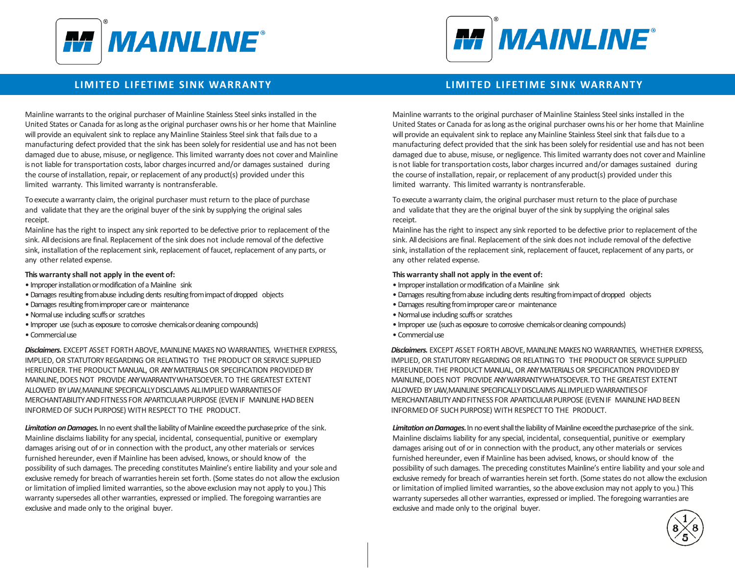# MAINLINE®

## LIMITED LIFETIME SINK WARRANTY

Mainline warrants to the original purchaser of Mainline Stainless Steel sinks installed in the United States or Canada for as long as the original purchaser owns his or her home that Mainline will provide an equivalent sink to replace any Mainline Stainless Steel sink that fails due to a manufacturing defect provided that the sink has been solely for residential use and has not been damaged due to abuse, misuse, or negligence. This limited warranty does not cover and Mainline is not liable for transportation costs, labor charges incurred and/or damages sustained during the course of installation, repair, or replacement of any product(s) provided under this limited warranty. This limited warranty is nontransferable.

To execute a warranty claim, the original purchaser must return to the place of purchase and validate that they are the original buyer of the sink by supplying the original sales receipt.

Mainline has the right to inspect any sink reported to be defective prior to replacement of the sink. All decisions are final. Replacement of the sink does not include removal of the defective sink, installation of the replacement sink, replacement of faucet, replacement of any parts, or any other related expense.

**This warranty shall not apply in the event of:**

- Improper installation or modification of a Mainline sink
- Damages resulting from abuse including dents resulting from impact of dropped objects
- Damages resulting from improper care or maintenance
- Normal use including scuffs or scratches
- Improper use (such as exposure to corrosive chemicals or cleaning compounds)
- Commercial use

***Disclaimers.*** EXCEPT ASSET FORTH ABOVE, MAINLINE MAKES NO WARRANTIES, WHETHER EXPRESS, IMPLIED, OR STATUTORY REGARDING OR RELATING TO THE PRODUCT OR SERVICE SUPPLIED HEREUNDER. THE PRODUCT MANUAL, OR ANY MATERIALS OR SPECIFICATION PROVIDED BY MAINLINE, DOES NOT PROVIDE ANY WARRANTY WHATSOEVER. TO THE GREATEST EXTENT ALLOWED BY LAW, MAINLINE SPECIFICALLY DISCLAIMS ALL IMPLIED WARRANTIES OF MERCHANTABILITY AND FITNESS FOR A PARTICULAR PURPOSE (EVEN IF MAINLINE HAD BEEN INFORMED OF SUCH PURPOSE) WITH RESPECT TO THE PRODUCT.

***Limitation on Damages.*** In no event shall the liability of Mainline exceed the purchase price of the sink. Mainline disclaims liability for any special, incidental, consequential, punitive or exemplary damages arising out of or in connection with the product, any other materials or services furnished hereunder, even if Mainline has been advised, knows, or should know of the possibility of such damages. The preceding constitutes Mainline's entire liability and your sole and exclusive remedy for breach of warranties herein set forth. (Some states do not allow the exclusion or limitation of implied limited warranties, so the above exclusion may not apply to you.) This warranty supersedes all other warranties, expressed or implied. The foregoing warranties are exclusive and made only to the original buyer.

# MAINLINE®

## LIMITED LIFETIME SINK WARRANTY

Mainline warrants to the original purchaser of Mainline Stainless Steel sinks installed in the United States or Canada for as long as the original purchaser owns his or her home that Mainline will provide an equivalent sink to replace any Mainline Stainless Steel sink that fails due to a manufacturing defect provided that the sink has been solely for residential use and has not been damaged due to abuse, misuse, or negligence. This limited warranty does not cover and Mainline is not liable for transportation costs, labor charges incurred and/or damages sustained during the course of installation, repair, or replacement of any product(s) provided under this limited warranty. This limited warranty is nontransferable.

To execute a warranty claim, the original purchaser must return to the place of purchase and validate that they are the original buyer of the sink by supplying the original sales receipt.

Mainline has the right to inspect any sink reported to be defective prior to replacement of the sink. All decisions are final. Replacement of the sink does not include removal of the defective sink, installation of the replacement sink, replacement of faucet, replacement of any parts, or any other related expense.

**This warranty shall not apply in the event of:**

- Improper installation or modification of a Mainline sink
- Damages resulting from abuse including dents resulting from impact of dropped objects
- Damages resulting from improper care or maintenance
- Normal use including scuffs or scratches
- Improper use (such as exposure to corrosive chemicals or cleaning compounds)
- Commercial use

***Disclaimers.*** EXCEPT ASSET FORTH ABOVE, MAINLINE MAKES NO WARRANTIES, WHETHER EXPRESS, IMPLIED, OR STATUTORY REGARDING OR RELATING TO THE PRODUCT OR SERVICE SUPPLIED HEREUNDER. THE PRODUCT MANUAL, OR ANY MATERIALS OR SPECIFICATION PROVIDED BY MAINLINE, DOES NOT PROVIDE ANY WARRANTY WHATSOEVER. TO THE GREATEST EXTENT ALLOWED BY LAW, MAINLINE SPECIFICALLY DISCLAIMS ALL IMPLIED WARRANTIES OF MERCHANTABILITY AND FITNESS FOR A PARTICULAR PURPOSE (EVEN IF MAINLINE HAD BEEN INFORMED OF SUCH PURPOSE) WITH RESPECT TO THE PRODUCT.

***Limitation on Damages.*** In no event shall the liability of Mainline exceed the purchase price of the sink. Mainline disclaims liability for any special, incidental, consequential, punitive or exemplary damages arising out of or in connection with the product, any other materials or services furnished hereunder, even if Mainline has been advised, knows, or should know of the possibility of such damages. The preceding constitutes Mainline's entire liability and your sole and exclusive remedy for breach of warranties herein set forth. (Some states do not allow the exclusion or limitation of implied limited warranties, so the above exclusion may not apply to you.) This warranty supersedes all other warranties, expressed or implied. The foregoing warranties are exclusive and made only to the original buyer.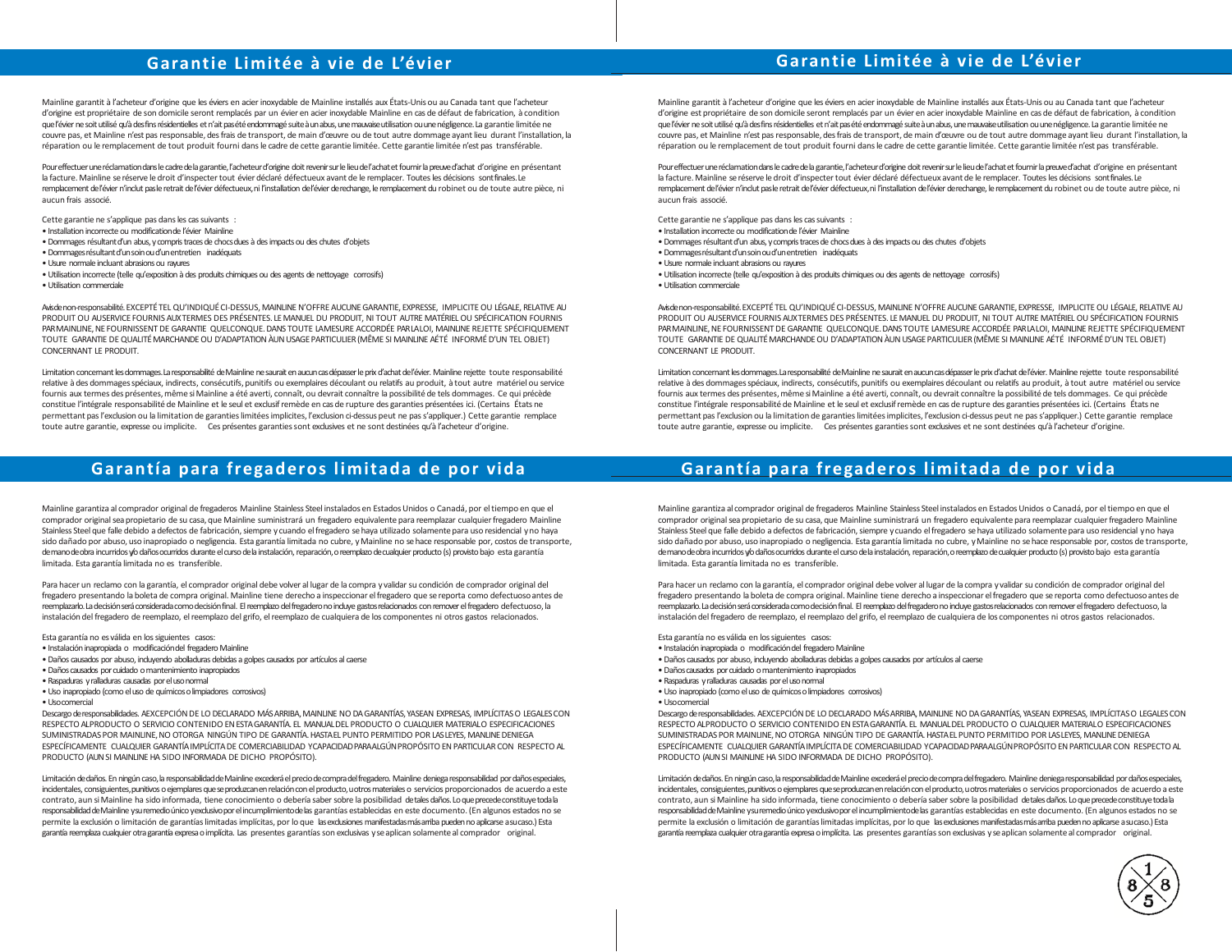## Garantie Limitée à vie de L'évier

Mainline garantit à l'acheteur d'origine que les éviers en acier inoxydable de Mainline installés aux États-Unis ou au Canada tant que l'acheteur d'origine est propriétaire de son domicile seront remplacés par un évier en acier inoxydable Mainline en cas de défaut de fabrication, à condition que l'évier ne soit utilisé qu'à des fins résidentielles et n'ait pas été endommagé suite à un abus, une mauvaise utilisation ou une négligence. La garantie limitée ne couvre pas, et Mainline n'est pas responsable, des frais de transport, de main d'œuvre ou de tout autre dommage ayant lieu durant l'installation, la réparation ou le remplacement de tout produit fourni dans le cadre de cette garantie limitée. Cette garantie limitée n'est pas transférable.

Pour effectuer une réclamation dans le cadre de la garantie, l'acheteur d'origine doit revenir sur le lieu de l'achat et fournir la preuve d'achat d'origine en présentant la facture. Mainline se réserve le droit d'inspecter tout évier déclaré défectueux avant de le remplacer. Toutes les décisions sont finales. Le remplacement de l'évier n'inclut pas le retrait de l'évier défectueux, ni l'installation de l'évier de rechange, le remplacement du robinet ou de toute autre pièce, ni aucun frais associé.

Cette garantie ne s'applique pas dans les cas suivants :

- Installation incorrecte ou modification de l'évier Mainline
- Dommages résultant d'un abus, y compris traces de chocs dues à des impacts ou des chutes d'objets
- Dommages résultant d'un soin ou d'un entretien inadéquats
- Usure normale incluant abrasions ou rayures
- Utilisation incorrecte (telle qu'exposition à des produits chimiques ou des agents de nettoyage corrosifs)
- Utilisation commerciale

Avis de non-responsabilité. EXCEPTÉ TEL QU'INDIQUÉ CI-DESSUS, MAINLINE N'OFFRE AUCUNE GARANTIE, EXPRESSE, IMPLICITE OU LÉGALE, RELATIVE AU PRODUIT OU AU SERVICE FOURNIS AUX TERMES DES PRÉSENTES. LE MANUEL DU PRODUIT, NI TOUT AUTRE MATÉRIEL OU SPÉCIFICATION FOURNIS PAR MAINLINE, NE FOURNISSENT DE GARANTIE QUELCONQUE. DANS TOUTE LA MESURE ACCORDÉE PAR LA LOI, MAINLINE REJETTE SPÉCIFIQUEMENT TOUTE GARANTIE DE QUALITÉ MARCHANDE OU D'ADAPTATION À UN USAGE PARTICULIER (MÊME SI MAINLINE A ÉTÉ INFORMÉ D'UN TEL OBJET) CONCERNANT LE PRODUIT.

Limitation concernant les dommages. La responsabilité de Mainline ne saurait en aucun cas dépasser le prix d'achat de l'évier. Mainline rejette toute responsabilité relative à des dommages spéciaux, indirects, consécutifs, punitifs ou exemplaires découlant ou relatifs au produit, à tout autre matériel ou service fournis aux termes des présentes, même si Mainline a été averti, connaît, ou devrait connaître la possibilité de tels dommages. Ce qui précède constitue l'intégrale responsabilité de Mainline et le seul et exclusif remède en cas de rupture des garanties présentées ici. (Certains États ne permettant pas l'exclusion ou la limitation de garanties limitées implicites, l'exclusion ci-dessus peut ne pas s'appliquer.) Cette garantie remplace toute autre garantie, expresse ou implicite. Ces présentes garanties sont exclusives et ne sont destinées qu'à l'acheteur d'origine.

## Garantía para fregaderos limitada de por vida

Mainline garantiza al comprador original de fregaderos Mainline Stainless Steel instalados en Estados Unidos o Canadá, por el tiempo en que el comprador original sea propietario de su casa, que Mainline suministrará un fregadero equivalente para reemplazar cualquier fregadero Mainline Stainless Steel que falle debido a defectos de fabricación, siempre y cuando el fregadero se haya utilizado solamente para uso residencial y no haya sido dañado por abuso, uso inapropiado o negligencia. Esta garantía limitada no cubre, y Mainline no se hace responsable por, costos de transporte, de mano de obra incurridos y/o daños ocurridos durante el curso de la instalación, reparación, o reemplazo de cualquier producto (s) provisto bajo esta garantía limitada. Esta garantía limitada no es transferible.

Para hacer un reclamo con la garantía, el comprador original debe volver al lugar de la compra y validar su condición de comprador original del fregadero presentando la boleta de compra original. Mainline tiene derecho a inspeccionar el fregadero que se reporta como defectuoso antes de reemplazarlo. La decisión será considerada como decisión final. El reemplazo del fregadero no incluye gastos relacionados con remover el fregadero defectuoso, la instalación del fregadero de reemplazo, el reemplazo del grifo, el reemplazo de cualquiera de los componentes ni otros gastos relacionados.

Esta garantía no es válida en los siguientes casos:

- Instalación inapropiada o modificación del fregadero Mainline
- Daños causados por abuso, incluyendo abolladuras debidas a golpes causados por artículos al caerse
- Daños causados por cuidado o mantenimiento inapropiados
- Raspaduras y ralladuras causadas por el uso normal
- Uso inapropiado (como el uso de químicos o limpiadores corrosivos)
- Uso comercial

Descargo de responsabilidades. A EXCEPCIÓN DE LO DECLARADO MÁS ARRIBA, MAINLINE NO DA GARANTÍAS, YA SEAN EXPRESAS, IMPLÍCITAS O LEGALES CON RESPECTO AL PRODUCTO O SERVICIO CONTENIDO EN ESTA GARANTÍA. EL MANUAL DEL PRODUCTO O CUALQUIER MATERIAL O ESPECIFICACIONES SUMINISTRADAS POR MAINLINE, NO OTORGA NINGÚN TIPO DE GARANTÍA. HASTA EL PUNTO PERMITIDO POR LAS LEYES, MANLINE DENIEGA ESPECÍFICAMENTE CUALQUIER GARANTÍA IMPLÍCITA DE COMERCIABILIDAD Y CAPACIDAD PARA ALGÚN PROPÓSITO EN PARTICULAR CON RESPECTO AL PRODUCTO (AUN SI MAINLINE HA SIDO INFORMADA DE DICHO PROPÓSITO).

Limitación de daños. En ningún caso, la responsabilidad de Mainline excederá el precio de compra del fregadero. Mainline deniega responsabilidad por daños especiales, incidentales, consiguientes, punitivos o ejemplares que se produzcan en relación con el producto, u otros materiales o servicios proporcionados de acuerdo a este contrato, aun si Mainline ha sido informada, tiene conocimiento o debería saber sobre la posibilidad de tales daños. Lo que precede constituye toda la responsabilidad de Mainline y su remedio único y exclusivo por el incumplimiento de las garantías establecidas en este documento. (En algunos estados no se permite la exclusión o limitación de garantías limitadas implícitas, por lo que las exclusiones manifestadas más arriba pueden no aplicarse a su caso.) Esta garantía reemplaza cualquier otra garantía expresa o implícita. Las presentes garantías son exclusivas y se aplican solamente al comprador original.

## Garantie Limitée à vie de L'évier

Mainline garantit à l'acheteur d'origine que les éviers en acier inoxydable de Mainline installés aux États-Unis ou au Canada tant que l'acheteur d'origine est propriétaire de son domicile seront remplacés par un évier en acier inoxydable Mainline en cas de défaut de fabrication, à condition que l'évier ne soit utilisé qu'à des fins résidentielles et n'ait pas été endommagé suite à un abus, une mauvaise utilisation ou une négligence. La garantie limitée ne couvre pas, et Mainline n'est pas responsable, des frais de transport, de main d'œuvre ou de tout autre dommage ayant lieu durant l'installation, la réparation ou le remplacement de tout produit fourni dans le cadre de cette garantie limitée. Cette garantie limitée n'est pas transférable.

Pour effectuer une réclamation dans le cadre de la garantie, l'acheteur d'origine doit revenir sur le lieu de l'achat et fournir la preuve d'achat d'origine en présentant la facture. Mainline se réserve le droit d'inspecter tout évier déclaré défectueux avant de le remplacer. Toutes les décisions sont finales. Le remplacement de l'évier n'inclut pas le retrait de l'évier défectueux, ni l'installation de l'évier de rechange, le remplacement du robinet ou de toute autre pièce, ni aucun frais associé.

Cette garantie ne s'applique pas dans les cas suivants :

- Installation incorrecte ou modification de l'évier Mainline
- Dommages résultant d'un abus, y compris traces de chocs dues à des impacts ou des chutes d'objets
- Dommages résultant d'un soin ou d'un entretien inadéquats
- Usure normale incluant abrasions ou rayures
- Utilisation incorrecte (telle qu'exposition à des produits chimiques ou des agents de nettoyage corrosifs)
- Utilisation commerciale

Avis de non-responsabilité. EXCEPTÉ TEL QU'INDIQUÉ CI-DESSUS, MAINLINE N'OFFRE AUCUNE GARANTIE, EXPRESSE, IMPLICITE OU LÉGALE, RELATIVE AU PRODUIT OU AU SERVICE FOURNIS AUX TERMES DES PRÉSENTES. LE MANUEL DU PRODUIT, NI TOUT AUTRE MATÉRIEL OU SPÉCIFICATION FOURNIS PAR MAINLINE, NE FOURNISSENT DE GARANTIE QUELCONQUE. DANS TOUTE LA MESURE ACCORDÉE PAR LA LOI, MAINLINE REJETTE SPÉCIFIQUEMENT TOUTE GARANTIE DE QUALITÉ MARCHANDE OU D'ADAPTATION À UN USAGE PARTICULIER (MÊME SI MAINLINE A ÉTÉ INFORMÉ D'UN TEL OBJET) CONCERNANT LE PRODUIT.

Limitation concernant les dommages. La responsabilité de Mainline ne saurait en aucun cas dépasser le prix d'achat de l'évier. Mainline rejette toute responsabilité relative à des dommages spéciaux, indirects, consécutifs, punitifs ou exemplaires découlant ou relatifs au produit, à tout autre matériel ou service fournis aux termes des présentes, même si Mainline a été averti, connaît, ou devrait connaître la possibilité de tels dommages. Ce qui précède constitue l'intégrale responsabilité de Mainline et le seul et exclusif remède en cas de rupture des garanties présentées ici. (Certains États ne permettant pas l'exclusion ou la limitation de garanties limitées implicites, l'exclusion ci-dessus peut ne pas s'appliquer.) Cette garantie remplace toute autre garantie, expresse ou implicite. Ces présentes garanties sont exclusives et ne sont destinées qu'à l'acheteur d'origine.

## Garantía para fregaderos limitada de por vida

Mainline garantiza al comprador original de fregaderos Mainline Stainless Steel instalados en Estados Unidos o Canadá, por el tiempo en que el comprador original sea propietario de su casa, que Mainline suministrará un fregadero equivalente para reemplazar cualquier fregadero Mainline Stainless Steel que falle debido a defectos de fabricación, siempre y cuando el fregadero se haya utilizado solamente para uso residencial y no haya sido dañado por abuso, uso inapropiado o negligencia. Esta garantía limitada no cubre, y Mainline no se hace responsable por, costos de transporte, de mano de obra incurridos y/o daños ocurridos durante el curso de la instalación, reparación, o reemplazo de cualquier producto (s) provisto bajo esta garantía limitada. Esta garantía limitada no es transferible.

Para hacer un reclamo con la garantía, el comprador original debe volver al lugar de la compra y validar su condición de comprador original del fregadero presentando la boleta de compra original. Mainline tiene derecho a inspeccionar el fregadero que se reporta como defectuoso antes de reemplazarlo. La decisión será considerada como decisión final. El reemplazo del fregadero no incluye gastos relacionados con remover el fregadero defectuoso, la instalación del fregadero de reemplazo, el reemplazo del grifo, el reemplazo de cualquiera de los componentes ni otros gastos relacionados.

Esta garantía no es válida en los siguientes casos:

- Instalación inapropiada o modificación del fregadero Mainline
- Daños causados por abuso, incluyendo abolladuras debidas a golpes causados por artículos al caerse
- Daños causados por cuidado o mantenimiento inapropiados
- Raspaduras y ralladuras causadas por el uso normal
- Uso inapropiado (como el uso de químicos o limpiadores corrosivos)
- Uso comercial

Descargo de responsabilidades. A EXCEPCIÓN DE LO DECLARADO MÁS ARRIBA, MAINLINE NO DA GARANTÍAS, YA SEAN EXPRESAS, IMPLÍCITAS O LEGALES CON RESPECTO AL PRODUCTO O SERVICIO CONTENIDO EN ESTA GARANTÍA. EL MANUAL DEL PRODUCTO O CUALQUIER MATERIAL O ESPECIFICACIONES SUMINISTRADAS POR MAINLINE, NO OTORGA NINGÚN TIPO DE GARANTÍA. HASTA EL PUNTO PERMITIDO POR LAS LEYES, MANLINE DENIEGA ESPECÍFICAMENTE CUALQUIER GARANTÍA IMPLÍCITA DE COMERCIABILIDAD Y CAPACIDAD PARA ALGÚN PROPÓSITO EN PARTICULAR CON RESPECTO AL PRODUCTO (AUN SI MAINLINE HA SIDO INFORMADA DE DICHO PROPÓSITO).

Limitación de daños. En ningún caso, la responsabilidad de Mainline excederá el precio de compra del fregadero. Mainline deniega responsabilidad por daños especiales, incidentales, consiguientes, punitivos o ejemplares que se produzcan en relación con el producto, u otros materiales o servicios proporcionados de acuerdo a este contrato, aun si Mainline ha sido informada, tiene conocimiento o debería saber sobre la posibilidad de tales daños. Lo que precede constituye toda la responsabilidad de Mainline y su remedio único y exclusivo por el incumplimiento de las garantías establecidas en este documento. (En algunos estados no se permite la exclusión o limitación de garantías limitadas implícitas, por lo que las exclusiones manifestadas más arriba pueden no aplicarse a su caso.) Esta garantía reemplaza cualquier otra garantía expresa o implícita. Las presentes garantías son exclusivas y se aplican solamente al comprador original.